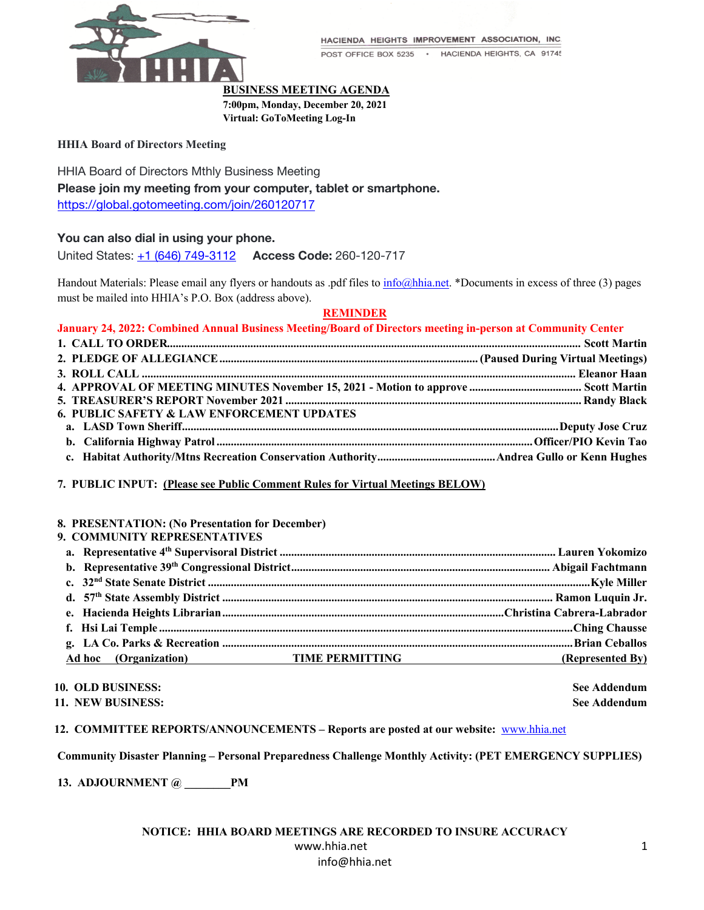HACIENDA HEIGHTS IMPROVEMENT ASSOCIATION, INC.
POST OFFICE BOX 5235 • HACIENDA HEIGHTS, CA 91745

**BUSINESS MEETING AGENDA**
**7:00pm, Monday, December 20, 2021**
**Virtual: GoToMeeting Log-In**

**HHIA Board of Directors Meeting**

HHIA Board of Directors Mthly Business Meeting
**Please join my meeting from your computer, tablet or smartphone.**
https://global.gotomeeting.com/join/260120717

**You can also dial in using your phone.**
United States: +1 (646) 749-3112 **Access Code:** 260-120-717

Handout Materials: Please email any flyers or handouts as .pdf files to info@hhia.net. *Documents in excess of three (3) pages must be mailed into HHIA's P.O. Box (address above).

**REMINDER**

**January 24, 2022: Combined Annual Business Meeting/Board of Directors meeting in-person at Community Center**

1. **CALL TO ORDER** .......... **Scott Martin**
2. **PLEDGE OF ALLEGIANCE** .......... **(Paused During Virtual Meetings)**
3. **ROLL CALL** .......... **Eleanor Haan**
4. **APPROVAL OF MEETING MINUTES November 15, 2021 - Motion to approve** .......... **Scott Martin**
5. **TREASURER'S REPORT November 2021** .......... **Randy Black**
6. **PUBLIC SAFETY & LAW ENFORCEMENT UPDATES**
   a. **LASD Town Sheriff** .......... **Deputy Jose Cruz**
   b. **California Highway Patrol** .......... **Officer/PIO Kevin Tao**
   c. **Habitat Authority/Mtns Recreation Conservation Authority** .......... **Andrea Gullo or Kenn Hughes**

7. **PUBLIC INPUT: (Please see Public Comment Rules for Virtual Meetings BELOW)**

8. **PRESENTATION: (No Presentation for December)**
9. **COMMUNITY REPRESENTATIVES**
   a. **Representative 4th Supervisoral District** .......... **Lauren Yokomizo**
   b. **Representative 39th Congressional District** .......... **Abigail Fachtmann**
   c. **32nd State Senate District** .......... **Kyle Miller**
   d. **57th State Assembly District** .......... **Ramon Luquin Jr.**
   e. **Hacienda Heights Librarian** .......... **Christina Cabrera-Labrador**
   f. **Hsi Lai Temple** .......... **Ching Chausse**
   g. **LA Co. Parks & Recreation** .......... **Brian Ceballos**
   **Ad hoc (Organization) TIME PERMITTING (Represented By)**

10. **OLD BUSINESS:** **See Addendum**
11. **NEW BUSINESS:** **See Addendum**

12. **COMMITTEE REPORTS/ANNOUNCEMENTS – Reports are posted at our website:** www.hhia.net

**Community Disaster Planning – Personal Preparedness Challenge Monthly Activity: (PET EMERGENCY SUPPLIES)**

13. **ADJOURNMENT @ _______ PM**

**NOTICE: HHIA BOARD MEETINGS ARE RECORDED TO INSURE ACCURACY**
www.hhia.net
info@hhia.net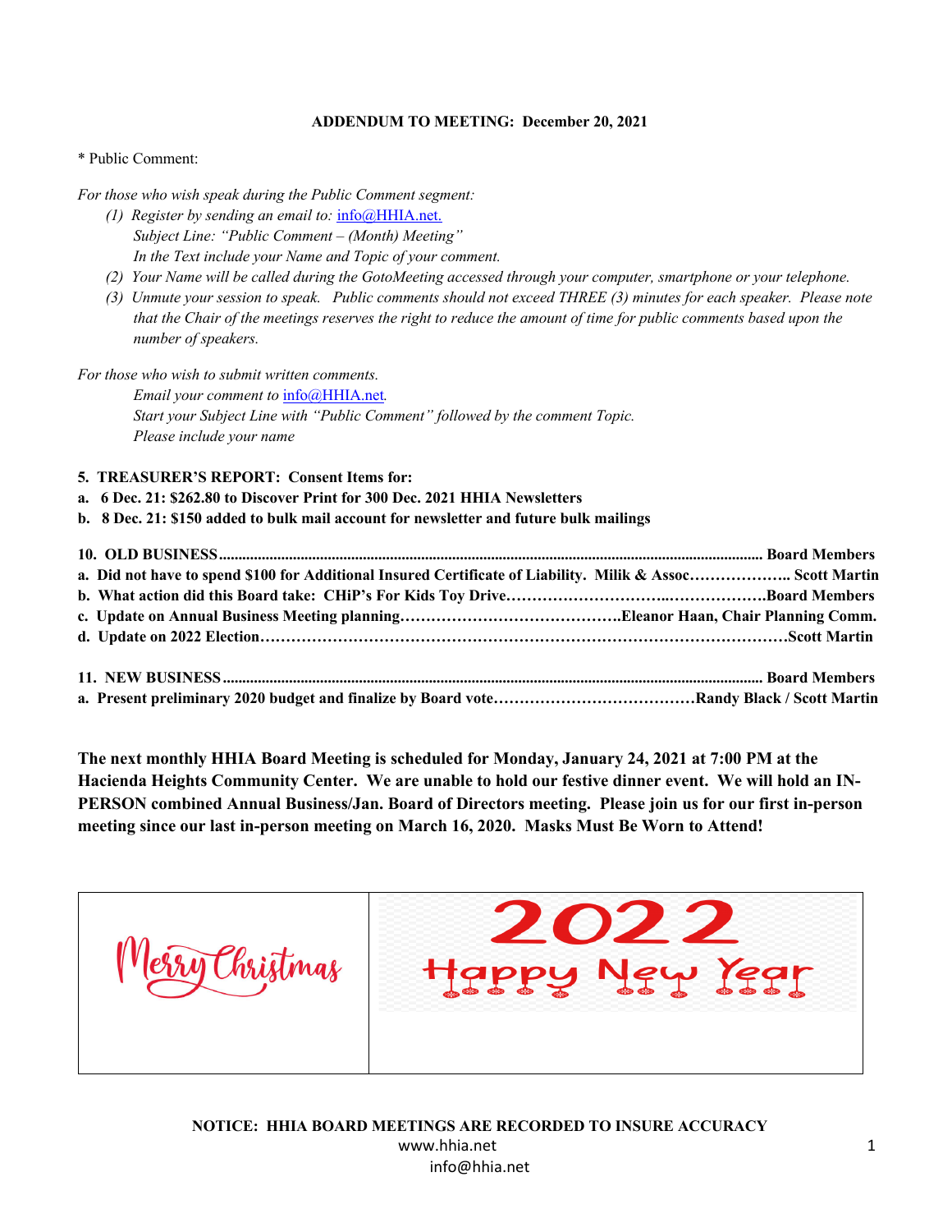**ADDENDUM TO MEETING: December 20, 2021**

* Public Comment:

*For those who wish speak during the Public Comment segment:*

1. *Register by sending an email to:* info@HHIA.net.
   *Subject Line: "Public Comment – (Month) Meeting"*
   *In the Text include your Name and Topic of your comment.*
2. *Your Name will be called during the GotoMeeting accessed through your computer, smartphone or your telephone.*
3. *Unmute your session to speak. Public comments should not exceed THREE (3) minutes for each speaker. Please note that the Chair of the meetings reserves the right to reduce the amount of time for public comments based upon the number of speakers.*

*For those who wish to submit written comments.*
*Email your comment to* info@HHIA.net.
*Start your Subject Line with "Public Comment" followed by the comment Topic.*
*Please include your name*

**5. TREASURER'S REPORT: Consent Items for:**

**a. 6 Dec. 21: $262.80 to Discover Print for 300 Dec. 2021 HHIA Newsletters**

**b. 8 Dec. 21: $150 added to bulk mail account for newsletter and future bulk mailings**

**10. OLD BUSINESS........ Board Members**

**a. Did not have to spend $100 for Additional Insured Certificate of Liability. Milik & Assoc……………….. Scott Martin**

**b. What action did this Board take: CHiP's For Kids Toy Drive………………………..……………….Board Members**

**c. Update on Annual Business Meeting planning…………………………………..Eleanor Haan, Chair Planning Comm.**

**d. Update on 2022 Election……………………………………………………………………………………Scott Martin**

**11. NEW BUSINESS........ Board Members**

**a. Present preliminary 2020 budget and finalize by Board vote…………………………………Randy Black / Scott Martin**

**The next monthly HHIA Board Meeting is scheduled for Monday, January 24, 2021 at 7:00 PM at the Hacienda Heights Community Center. We are unable to hold our festive dinner event. We will hold an IN-PERSON combined Annual Business/Jan. Board of Directors meeting. Please join us for our first in-person meeting since our last in-person meeting on March 16, 2020. Masks Must Be Worn to Attend!**

| | |
|---|---|
| Merry Christmas | 2022 Happy New Year |

**NOTICE: HHIA BOARD MEETINGS ARE RECORDED TO INSURE ACCURACY**

www.hhia.net

info@hhia.net